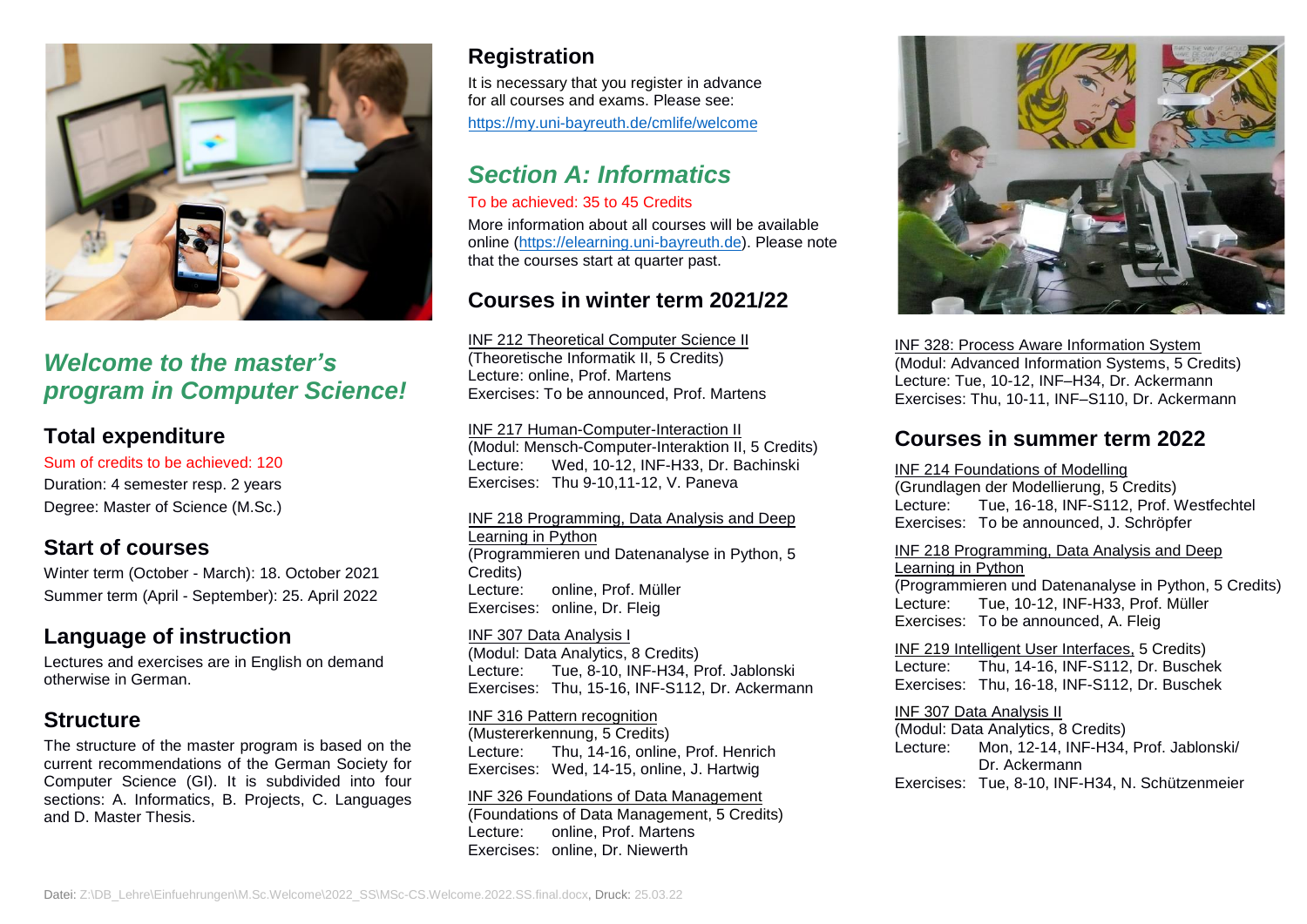## *Welcome to the master's program in Computer Science!*

## Total expenditure

Sum of credits to be achieved: 120

Duration: 4 semester resp. 2 years

Degree: Master of Science (M.Sc.)

## Start of courses

Winter term (October - March): 18. October 2021

Summer term (April - September): 25. April 2022

## Language of instruction

Lectures and exercises are in English on demand otherwise in German.

## Structure

The structure of the master program is based on the current recommendations of the German Society for Computer Science (GI). It is subdivided into four sections: A. Informatics, B. Projects, C. Languages and D. Master Thesis.

## Registration

It is necessary that you register in advance for all courses and exams. Please see:

https://my.uni-bayreuth.de/cmlife/welcome

## *Section A: Informatics*

To be achieved: 35 to 45 Credits

More information about all courses will be available online (https://elearning.uni-bayreuth.de). Please note that the courses start at quarter past.

## Courses in winter term 2021/22

INF 212 Theoretical Computer Science II
(Theoretische Informatik II, 5 Credits)
Lecture: online, Prof. Martens
Exercises: To be announced, Prof. Martens

INF 217 Human-Computer-Interaction II
(Modul: Mensch-Computer-Interaktion II, 5 Credits)
Lecture: Wed, 10-12, INF-H33, Dr. Bachinski
Exercises: Thu 9-10,11-12, V. Paneva

INF 218 Programming, Data Analysis and Deep Learning in Python
(Programmieren und Datenanalyse in Python, 5 Credits)
Lecture: online, Prof. Müller
Exercises: online, Dr. Fleig

INF 307 Data Analysis I
(Modul: Data Analytics, 8 Credits)
Lecture: Tue, 8-10, INF-H34, Prof. Jablonski
Exercises: Thu, 15-16, INF-S112, Dr. Ackermann

INF 316 Pattern recognition
(Mustererkennung, 5 Credits)
Lecture: Thu, 14-16, online, Prof. Henrich
Exercises: Wed, 14-15, online, J. Hartwig

INF 326 Foundations of Data Management
(Foundations of Data Management, 5 Credits)
Lecture: online, Prof. Martens
Exercises: online, Dr. Niewerth

INF 328: Process Aware Information System
(Modul: Advanced Information Systems, 5 Credits)
Lecture: Tue, 10-12, INF–H34, Dr. Ackermann
Exercises: Thu, 10-11, INF–S110, Dr. Ackermann

## Courses in summer term 2022

INF 214 Foundations of Modelling
(Grundlagen der Modellierung, 5 Credits)
Lecture: Tue, 16-18, INF-S112, Prof. Westfechtel
Exercises: To be announced, J. Schröpfer

INF 218 Programming, Data Analysis and Deep Learning in Python
(Programmieren und Datenanalyse in Python, 5 Credits)
Lecture: Tue, 10-12, INF-H33, Prof. Müller
Exercises: To be announced, A. Fleig

INF 219 Intelligent User Interfaces, 5 Credits)
Lecture: Thu, 14-16, INF-S112, Dr. Buschek
Exercises: Thu, 16-18, INF-S112, Dr. Buschek

INF 307 Data Analysis II
(Modul: Data Analytics, 8 Credits)
Lecture: Mon, 12-14, INF-H34, Prof. Jablonski/ Dr. Ackermann
Exercises: Tue, 8-10, INF-H34, N. Schützenmeier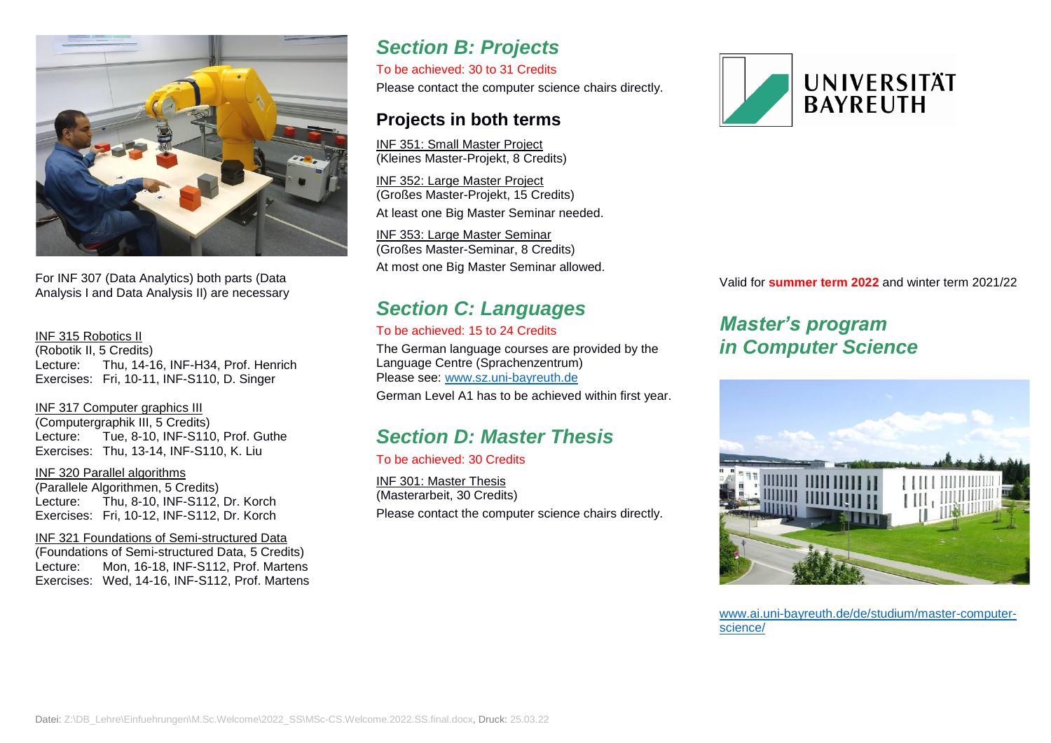For INF 307 (Data Analytics) both parts (Data Analysis I and Data Analysis II) are necessary

INF 315 Robotics II
(Robotik II, 5 Credits)
Lecture: Thu, 14-16, INF-H34, Prof. Henrich
Exercises: Fri, 10-11, INF-S110, D. Singer

INF 317 Computer graphics III
(Computergraphik III, 5 Credits)
Lecture: Tue, 8-10, INF-S110, Prof. Guthe
Exercises: Thu, 13-14, INF-S110, K. Liu

INF 320 Parallel algorithms
(Parallele Algorithmen, 5 Credits)
Lecture: Thu, 8-10, INF-S112, Dr. Korch
Exercises: Fri, 10-12, INF-S112, Dr. Korch

INF 321 Foundations of Semi-structured Data
(Foundations of Semi-structured Data, 5 Credits)
Lecture: Mon, 16-18, INF-S112, Prof. Martens
Exercises: Wed, 14-16, INF-S112, Prof. Martens

## *Section B: Projects*

To be achieved: 30 to 31 Credits

Please contact the computer science chairs directly.

### Projects in both terms

INF 351: Small Master Project
(Kleines Master-Projekt, 8 Credits)

INF 352: Large Master Project
(Großes Master-Projekt, 15 Credits)
At least one Big Master Seminar needed.

INF 353: Large Master Seminar
(Großes Master-Seminar, 8 Credits)
At most one Big Master Seminar allowed.

## *Section C: Languages*

To be achieved: 15 to 24 Credits

The German language courses are provided by the Language Centre (Sprachenzentrum)
Please see: www.sz.uni-bayreuth.de

German Level A1 has to be achieved within first year.

## *Section D: Master Thesis*

To be achieved: 30 Credits

INF 301: Master Thesis
(Masterarbeit, 30 Credits)

Please contact the computer science chairs directly.

UNIVERSITÄT BAYREUTH

Valid for **summer term 2022** and winter term 2021/22

# *Master's program in Computer Science*

www.ai.uni-bayreuth.de/de/studium/master-computer-science/

Datei: Z:\DB_Lehre\Einfuehrungen\M.Sc.Welcome\2022_SS\MSc-CS.Welcome.2022.SS.final.docx, Druck: 25.03.22